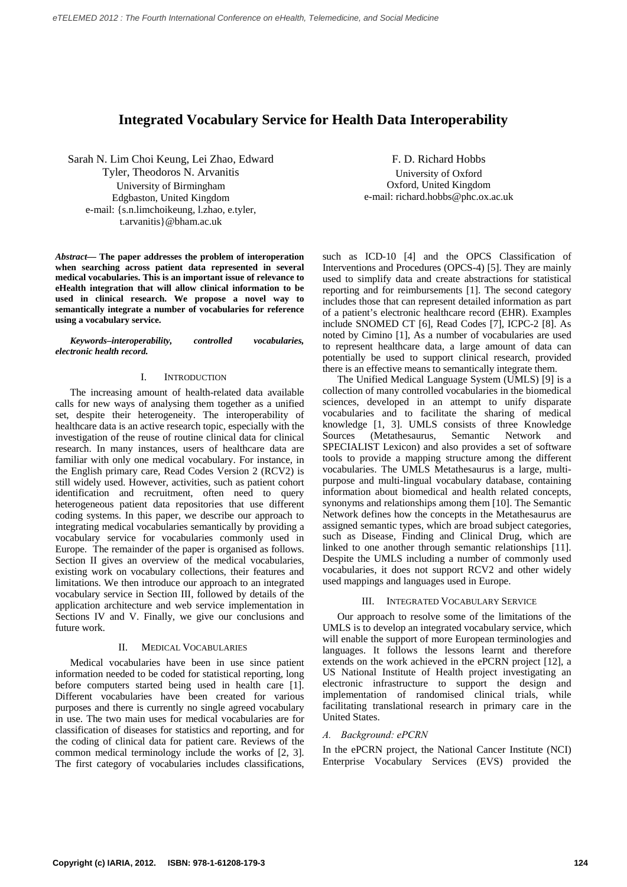# Integrated Vocabulary Service for Health Data Interoperability

Sarah N. Lim Choi Keung, Lei Zhao, Edward Tyler, Theodoros N. Arvanitis
University of Birmingham
Edgbaston, United Kingdom
e-mail: {s.n.limchoikeung, l.zhao, e.tyler, t.arvanitis}@bham.ac.uk

F. D. Richard Hobbs
University of Oxford
Oxford, United Kingdom
e-mail: richard.hobbs@phc.ox.ac.uk

***Abstract*— The paper addresses the problem of interoperation when searching across patient data represented in several medical vocabularies. This is an important issue of relevance to eHealth integration that will allow clinical information to be used in clinical research. We propose a novel way to semantically integrate a number of vocabularies for reference using a vocabulary service.**

***Keywords–interoperability, controlled vocabularies, electronic health record.***

## I. Introduction

The increasing amount of health-related data available calls for new ways of analysing them together as a unified set, despite their heterogeneity. The interoperability of healthcare data is an active research topic, especially with the investigation of the reuse of routine clinical data for clinical research. In many instances, users of healthcare data are familiar with only one medical vocabulary. For instance, in the English primary care, Read Codes Version 2 (RCV2) is still widely used. However, activities, such as patient cohort identification and recruitment, often need to query heterogeneous patient data repositories that use different coding systems. In this paper, we describe our approach to integrating medical vocabularies semantically by providing a vocabulary service for vocabularies commonly used in Europe. The remainder of the paper is organised as follows. Section II gives an overview of the medical vocabularies, existing work on vocabulary collections, their features and limitations. We then introduce our approach to an integrated vocabulary service in Section III, followed by details of the application architecture and web service implementation in Sections IV and V. Finally, we give our conclusions and future work.

## II. Medical Vocabularies

Medical vocabularies have been in use since patient information needed to be coded for statistical reporting, long before computers started being used in health care [1]. Different vocabularies have been created for various purposes and there is currently no single agreed vocabulary in use. The two main uses for medical vocabularies are for classification of diseases for statistics and reporting, and for the coding of clinical data for patient care. Reviews of the common medical terminology include the works of [2, 3]. The first category of vocabularies includes classifications, such as ICD-10 [4] and the OPCS Classification of Interventions and Procedures (OPCS-4) [5]. They are mainly used to simplify data and create abstractions for statistical reporting and for reimbursements [1]. The second category includes those that can represent detailed information as part of a patient's electronic healthcare record (EHR). Examples include SNOMED CT [6], Read Codes [7], ICPC-2 [8]. As noted by Cimino [1], As a number of vocabularies are used to represent healthcare data, a large amount of data can potentially be used to support clinical research, provided there is an effective means to semantically integrate them.

The Unified Medical Language System (UMLS) [9] is a collection of many controlled vocabularies in the biomedical sciences, developed in an attempt to unify disparate vocabularies and to facilitate the sharing of medical knowledge [1, 3]. UMLS consists of three Knowledge Sources (Metathesaurus, Semantic Network and SPECIALIST Lexicon) and also provides a set of software tools to provide a mapping structure among the different vocabularies. The UMLS Metathesaurus is a large, multi-purpose and multi-lingual vocabulary database, containing information about biomedical and health related concepts, synonyms and relationships among them [10]. The Semantic Network defines how the concepts in the Metathesaurus are assigned semantic types, which are broad subject categories, such as Disease, Finding and Clinical Drug, which are linked to one another through semantic relationships [11]. Despite the UMLS including a number of commonly used vocabularies, it does not support RCV2 and other widely used mappings and languages used in Europe.

## III. Integrated Vocabulary Service

Our approach to resolve some of the limitations of the UMLS is to develop an integrated vocabulary service, which will enable the support of more European terminologies and languages. It follows the lessons learnt and therefore extends on the work achieved in the ePCRN project [12], a US National Institute of Health project investigating an electronic infrastructure to support the design and implementation of randomised clinical trials, while facilitating translational research in primary care in the United States.

### *A. Background: ePCRN*

In the ePCRN project, the National Cancer Institute (NCI) Enterprise Vocabulary Services (EVS) provided the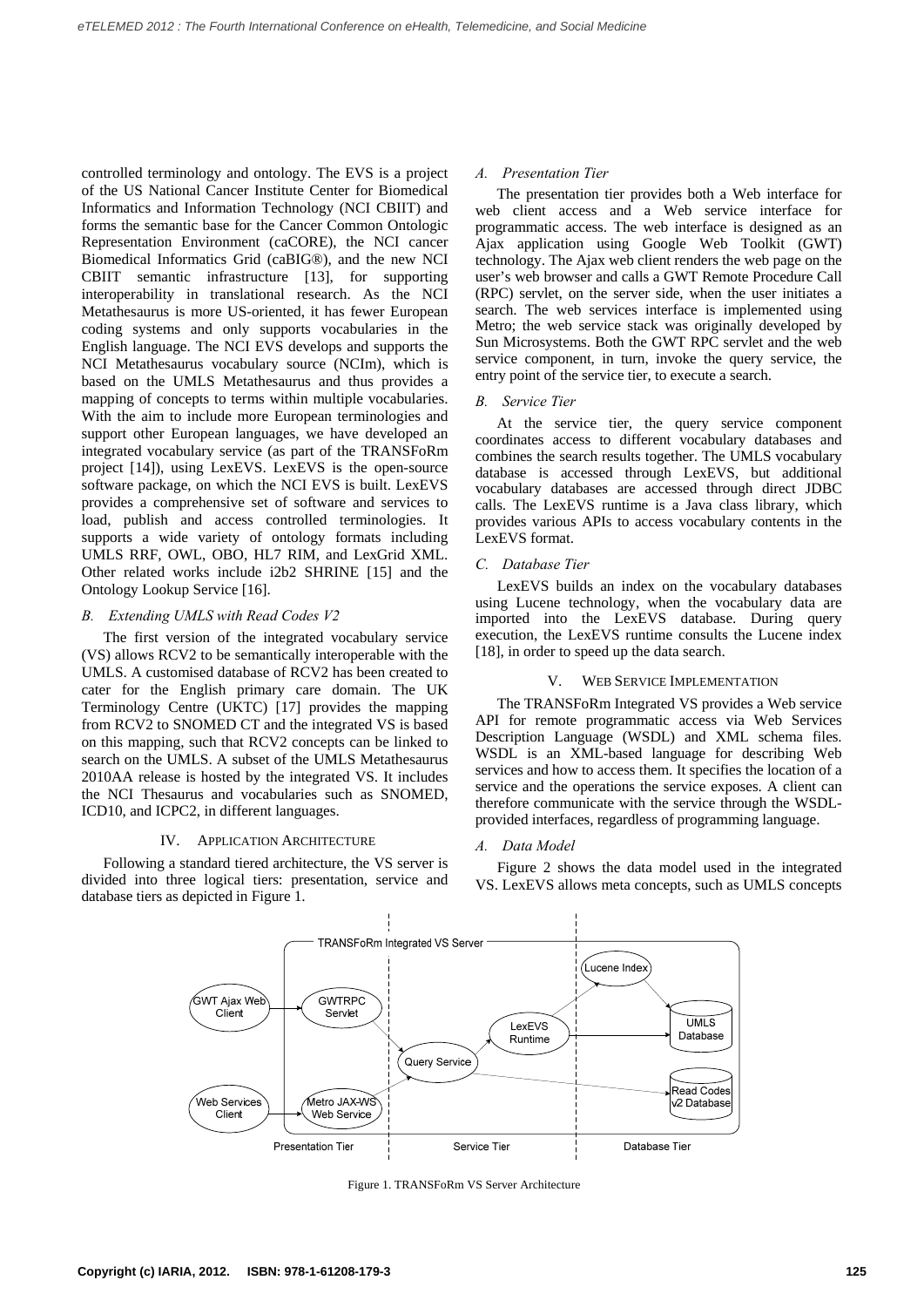controlled terminology and ontology. The EVS is a project of the US National Cancer Institute Center for Biomedical Informatics and Information Technology (NCI CBIIT) and forms the semantic base for the Cancer Common Ontologic Representation Environment (caCORE), the NCI cancer Biomedical Informatics Grid (caBIG®), and the new NCI CBIIT semantic infrastructure [13], for supporting interoperability in translational research. As the NCI Metathesaurus is more US-oriented, it has fewer European coding systems and only supports vocabularies in the English language. The NCI EVS develops and supports the NCI Metathesaurus vocabulary source (NCIm), which is based on the UMLS Metathesaurus and thus provides a mapping of concepts to terms within multiple vocabularies. With the aim to include more European terminologies and support other European languages, we have developed an integrated vocabulary service (as part of the TRANSFoRm project [14]), using LexEVS. LexEVS is the open-source software package, on which the NCI EVS is built. LexEVS provides a comprehensive set of software and services to load, publish and access controlled terminologies. It supports a wide variety of ontology formats including UMLS RRF, OWL, OBO, HL7 RIM, and LexGrid XML. Other related works include i2b2 SHRINE [15] and the Ontology Lookup Service [16].

### *B. Extending UMLS with Read Codes V2*

The first version of the integrated vocabulary service (VS) allows RCV2 to be semantically interoperable with the UMLS. A customised database of RCV2 has been created to cater for the English primary care domain. The UK Terminology Centre (UKTC) [17] provides the mapping from RCV2 to SNOMED CT and the integrated VS is based on this mapping, such that RCV2 concepts can be linked to search on the UMLS. A subset of the UMLS Metathesaurus 2010AA release is hosted by the integrated VS. It includes the NCI Thesaurus and vocabularies such as SNOMED, ICD10, and ICPC2, in different languages.

## IV. Application Architecture

Following a standard tiered architecture, the VS server is divided into three logical tiers: presentation, service and database tiers as depicted in Figure 1.

### *A. Presentation Tier*

The presentation tier provides both a Web interface for web client access and a Web service interface for programmatic access. The web interface is designed as an Ajax application using Google Web Toolkit (GWT) technology. The Ajax web client renders the web page on the user's web browser and calls a GWT Remote Procedure Call (RPC) servlet, on the server side, when the user initiates a search. The web services interface is implemented using Metro; the web service stack was originally developed by Sun Microsystems. Both the GWT RPC servlet and the web service component, in turn, invoke the query service, the entry point of the service tier, to execute a search.

### *B. Service Tier*

At the service tier, the query service component coordinates access to different vocabulary databases and combines the search results together. The UMLS vocabulary database is accessed through LexEVS, but additional vocabulary databases are accessed through direct JDBC calls. The LexEVS runtime is a Java class library, which provides various APIs to access vocabulary contents in the LexEVS format.

### *C. Database Tier*

LexEVS builds an index on the vocabulary databases using Lucene technology, when the vocabulary data are imported into the LexEVS database. During query execution, the LexEVS runtime consults the Lucene index [18], in order to speed up the data search.

## V. Web Service Implementation

The TRANSFoRm Integrated VS provides a Web service API for remote programmatic access via Web Services Description Language (WSDL) and XML schema files. WSDL is an XML-based language for describing Web services and how to access them. It specifies the location of a service and the operations the service exposes. A client can therefore communicate with the service through the WSDL-provided interfaces, regardless of programming language.

### *A. Data Model*

Figure 2 shows the data model used in the integrated VS. LexEVS allows meta concepts, such as UMLS concepts

Figure 1. TRANSFoRm VS Server Architecture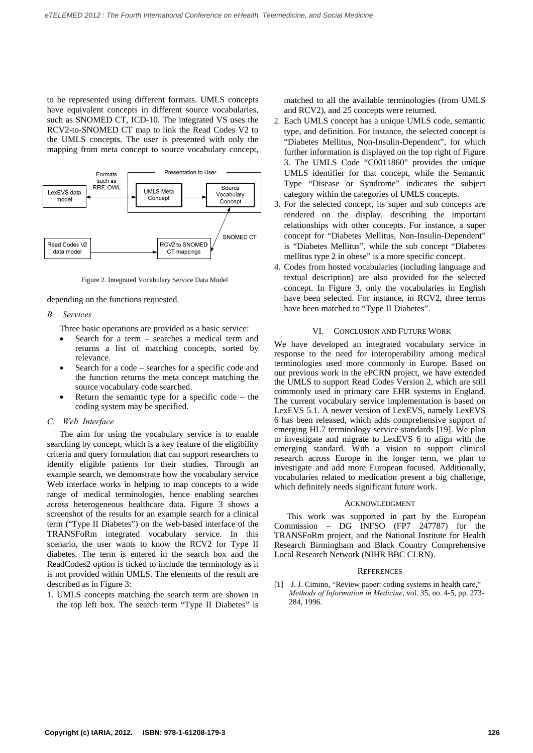to be represented using different formats. UMLS concepts have equivalent concepts in different source vocabularies, such as SNOMED CT, ICD-10. The integrated VS uses the RCV2-to-SNOMED CT map to link the Read Codes V2 to the UMLS concepts. The user is presented with only the mapping from meta concept to source vocabulary concept,

Figure 2. Integrated Vocabulary Service Data Model

depending on the functions requested.

### *B. Services*

Three basic operations are provided as a basic service:

- Search for a term – searches a medical term and returns a list of matching concepts, sorted by relevance.
- Search for a code – searches for a specific code and the function returns the meta concept matching the source vocabulary code searched.
- Return the semantic type for a specific code – the coding system may be specified.

### *C. Web Interface*

The aim for using the vocabulary service is to enable searching by concept, which is a key feature of the eligibility criteria and query formulation that can support researchers to identify eligible patients for their studies. Through an example search, we demonstrate how the vocabulary service Web interface works in helping to map concepts to a wide range of medical terminologies, hence enabling searches across heterogeneous healthcare data. Figure 3 shows a screenshot of the results for an example search for a clinical term ("Type II Diabetes") on the web-based interface of the TRANSFoRm integrated vocabulary service. In this scenario, the user wants to know the RCV2 for Type II diabetes. The term is entered in the search box and the ReadCodes2 option is ticked to include the terminology as it is not provided within UMLS. The elements of the result are described as in Figure 3:

1. UMLS concepts matching the search term are shown in the top left box. The search term "Type II Diabetes" is matched to all the available terminologies (from UMLS and RCV2), and 25 concepts were returned.
2. Each UMLS concept has a unique UMLS code, semantic type, and definition. For instance, the selected concept is "Diabetes Mellitus, Non-Insulin-Dependent", for which further information is displayed on the top right of Figure 3. The UMLS Code "C0011860" provides the unique UMLS identifier for that concept, while the Semantic Type "Disease or Syndrome" indicates the subject category within the categories of UMLS concepts.
3. For the selected concept, its super and sub concepts are rendered on the display, describing the important relationships with other concepts. For instance, a super concept for "Diabetes Mellitus, Non-Insulin-Dependent" is "Diabetes Mellitus", while the sub concept "Diabetes mellitus type 2 in obese" is a more specific concept.
4. Codes from hosted vocabularies (including language and textual description) are also provided for the selected concept. In Figure 3, only the vocabularies in English have been selected. For instance, in RCV2, three terms have been matched to "Type II Diabetes".

## VI. Conclusion and Future Work

We have developed an integrated vocabulary service in response to the need for interoperability among medical terminologies used more commonly in Europe. Based on our previous work in the ePCRN project, we have extended the UMLS to support Read Codes Version 2, which are still commonly used in primary care EHR systems in England. The current vocabulary service implementation is based on LexEVS 5.1. A newer version of LexEVS, namely LexEVS 6 has been released, which adds comprehensive support of emerging HL7 terminology service standards [19]. We plan to investigate and migrate to LexEVS 6 to align with the emerging standard. With a vision to support clinical research across Europe in the longer term, we plan to investigate and add more European focused. Additionally, vocabularies related to medication present a big challenge, which definitely needs significant future work.

## Acknowledgment

This work was supported in part by the European Commission – DG INFSO (FP7 247787) for the TRANSFoRm project, and the National Institute for Health Research Birmingham and Black Country Comprehensive Local Research Network (NIHR BBC CLRN).

## References

[1] J. J. Cimino, "Review paper: coding systems in health care," *Methods of Information in Medicine*, vol. 35, no. 4-5, pp. 273-284, 1996.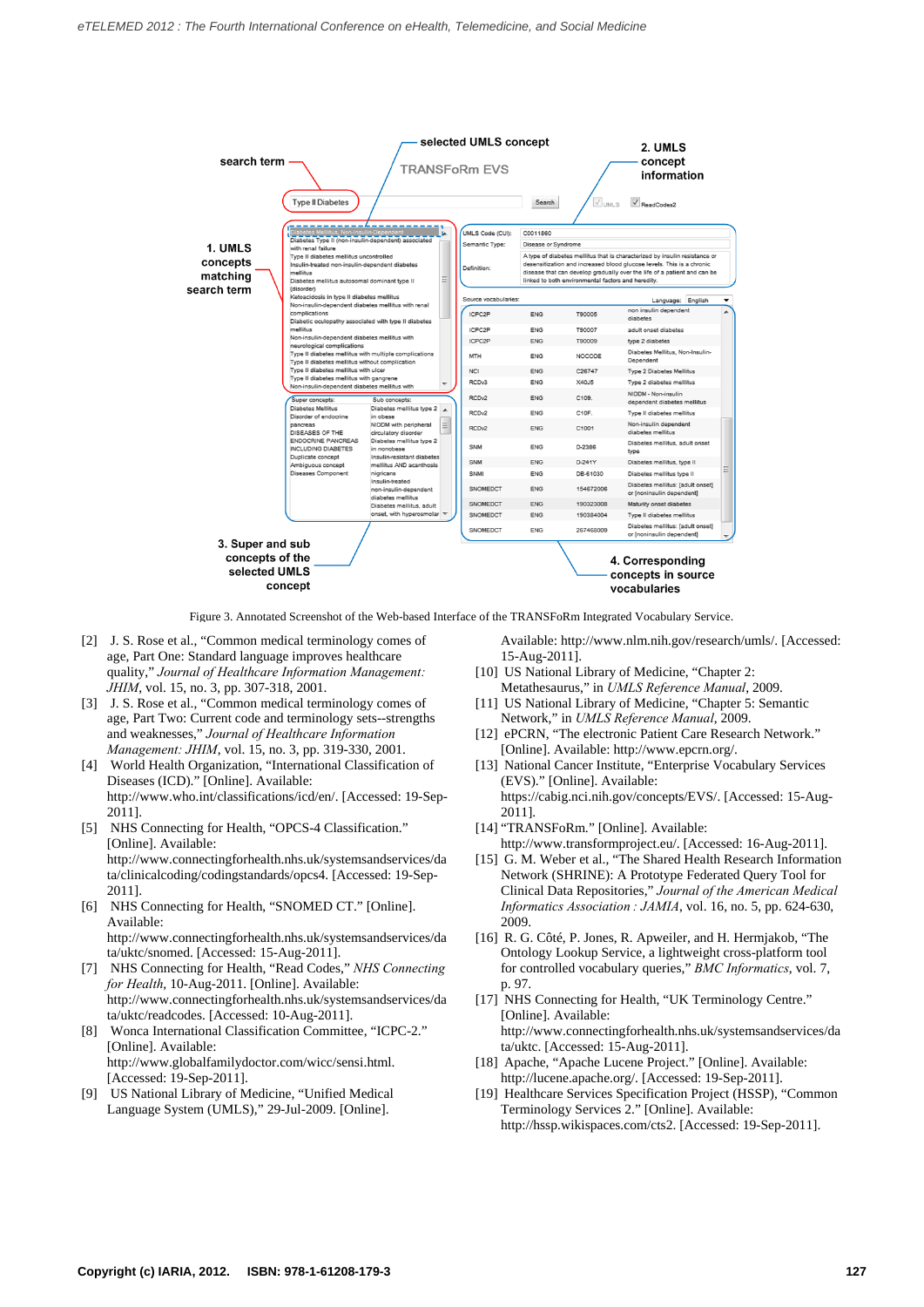Figure 3. Annotated Screenshot of the Web-based Interface of the TRANSFoRm Integrated Vocabulary Service.

[2] J. S. Rose et al., “Common medical terminology comes of age, Part One: Standard language improves healthcare quality,” *Journal of Healthcare Information Management: JHIM*, vol. 15, no. 3, pp. 307-318, 2001.

[3] J. S. Rose et al., “Common medical terminology comes of age, Part Two: Current code and terminology sets--strengths and weaknesses,” *Journal of Healthcare Information Management: JHIM*, vol. 15, no. 3, pp. 319-330, 2001.

[4] World Health Organization, “International Classification of Diseases (ICD).” [Online]. Available: http://www.who.int/classifications/icd/en/. [Accessed: 19-Sep-2011].

[5] NHS Connecting for Health, “OPCS-4 Classification.” [Online]. Available: http://www.connectingforhealth.nhs.uk/systemsandservices/data/clinicalcoding/codingstandards/opcs4. [Accessed: 19-Sep-2011].

[6] NHS Connecting for Health, “SNOMED CT.” [Online]. Available: http://www.connectingforhealth.nhs.uk/systemsandservices/data/uktc/snomed. [Accessed: 15-Aug-2011].

[7] NHS Connecting for Health, “Read Codes,” *NHS Connecting for Health*, 10-Aug-2011. [Online]. Available: http://www.connectingforhealth.nhs.uk/systemsandservices/data/uktc/readcodes. [Accessed: 10-Aug-2011].

[8] Wonca International Classification Committee, “ICPC-2.” [Online]. Available: http://www.globalfamilydoctor.com/wicc/sensi.html. [Accessed: 19-Sep-2011].

[9] US National Library of Medicine, “Unified Medical Language System (UMLS),” 29-Jul-2009. [Online]. Available: http://www.nlm.nih.gov/research/umls/. [Accessed: 15-Aug-2011].

[10] US National Library of Medicine, “Chapter 2: Metathesaurus,” in *UMLS Reference Manual*, 2009.

[11] US National Library of Medicine, “Chapter 5: Semantic Network,” in *UMLS Reference Manual*, 2009.

[12] ePCRN, “The electronic Patient Care Research Network.” [Online]. Available: http://www.epcrn.org/.

[13] National Cancer Institute, “Enterprise Vocabulary Services (EVS).” [Online]. Available: https://cabig.nci.nih.gov/concepts/EVS/. [Accessed: 15-Aug-2011].

[14] “TRANSFoRm.” [Online]. Available: http://www.transformproject.eu/. [Accessed: 16-Aug-2011].

[15] G. M. Weber et al., “The Shared Health Research Information Network (SHRINE): A Prototype Federated Query Tool for Clinical Data Repositories,” *Journal of the American Medical Informatics Association : JAMIA*, vol. 16, no. 5, pp. 624-630, 2009.

[16] R. G. Côté, P. Jones, R. Apweiler, and H. Hermjakob, “The Ontology Lookup Service, a lightweight cross-platform tool for controlled vocabulary queries,” *BMC Informatics*, vol. 7, p. 97.

[17] NHS Connecting for Health, “UK Terminology Centre.” [Online]. Available: http://www.connectingforhealth.nhs.uk/systemsandservices/data/uktc. [Accessed: 15-Aug-2011].

[18] Apache, “Apache Lucene Project.” [Online]. Available: http://lucene.apache.org/. [Accessed: 19-Sep-2011].

[19] Healthcare Services Specification Project (HSSP), “Common Terminology Services 2.” [Online]. Available: http://hssp.wikispaces.com/cts2. [Accessed: 19-Sep-2011].